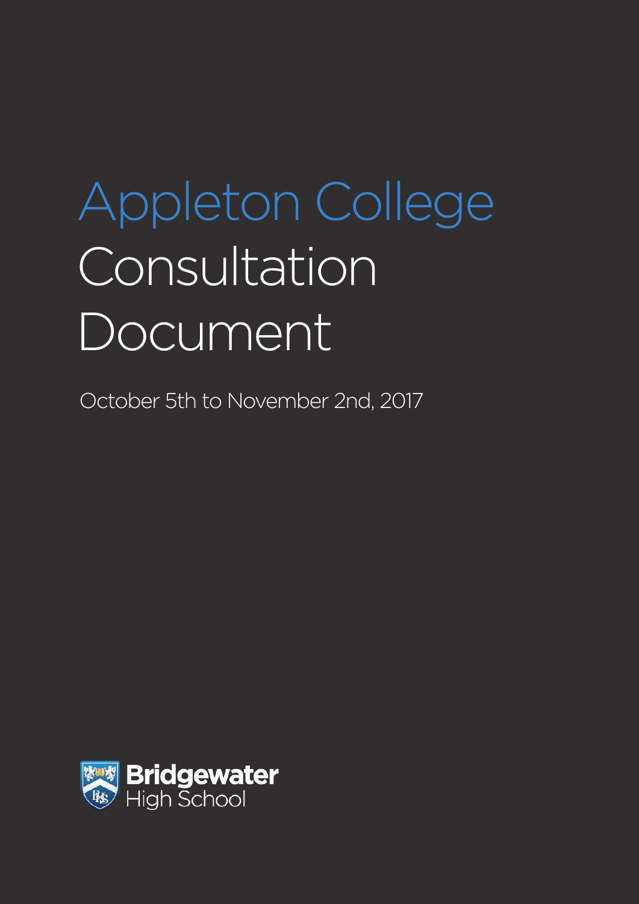# Appleton College Consultation Document

October 5th to November 2nd, 2017

Bridgewater High School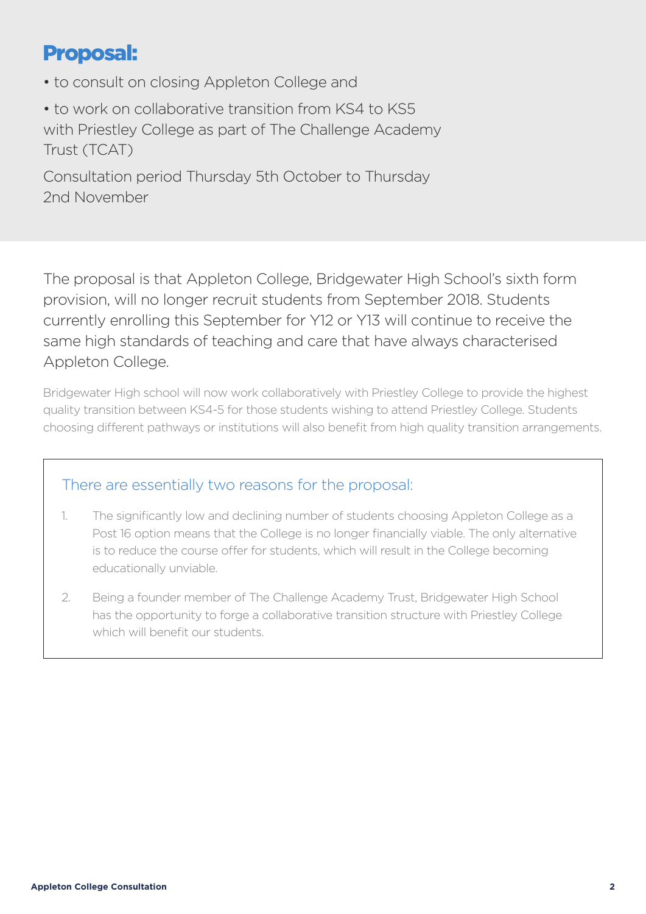## Proposal:

- to consult on closing Appleton College and
- to work on collaborative transition from KS4 to KS5 with Priestley College as part of The Challenge Academy Trust (TCAT)

Consultation period Thursday 5th October to Thursday 2nd November

The proposal is that Appleton College, Bridgewater High School's sixth form provision, will no longer recruit students from September 2018. Students currently enrolling this September for Y12 or Y13 will continue to receive the same high standards of teaching and care that have always characterised Appleton College.

Bridgewater High school will now work collaboratively with Priestley College to provide the highest quality transition between KS4-5 for those students wishing to attend Priestley College. Students choosing different pathways or institutions will also benefit from high quality transition arrangements.

### There are essentially two reasons for the proposal:

1. The significantly low and declining number of students choosing Appleton College as a Post 16 option means that the College is no longer financially viable. The only alternative is to reduce the course offer for students, which will result in the College becoming educationally unviable.
2. Being a founder member of The Challenge Academy Trust, Bridgewater High School has the opportunity to forge a collaborative transition structure with Priestley College which will benefit our students.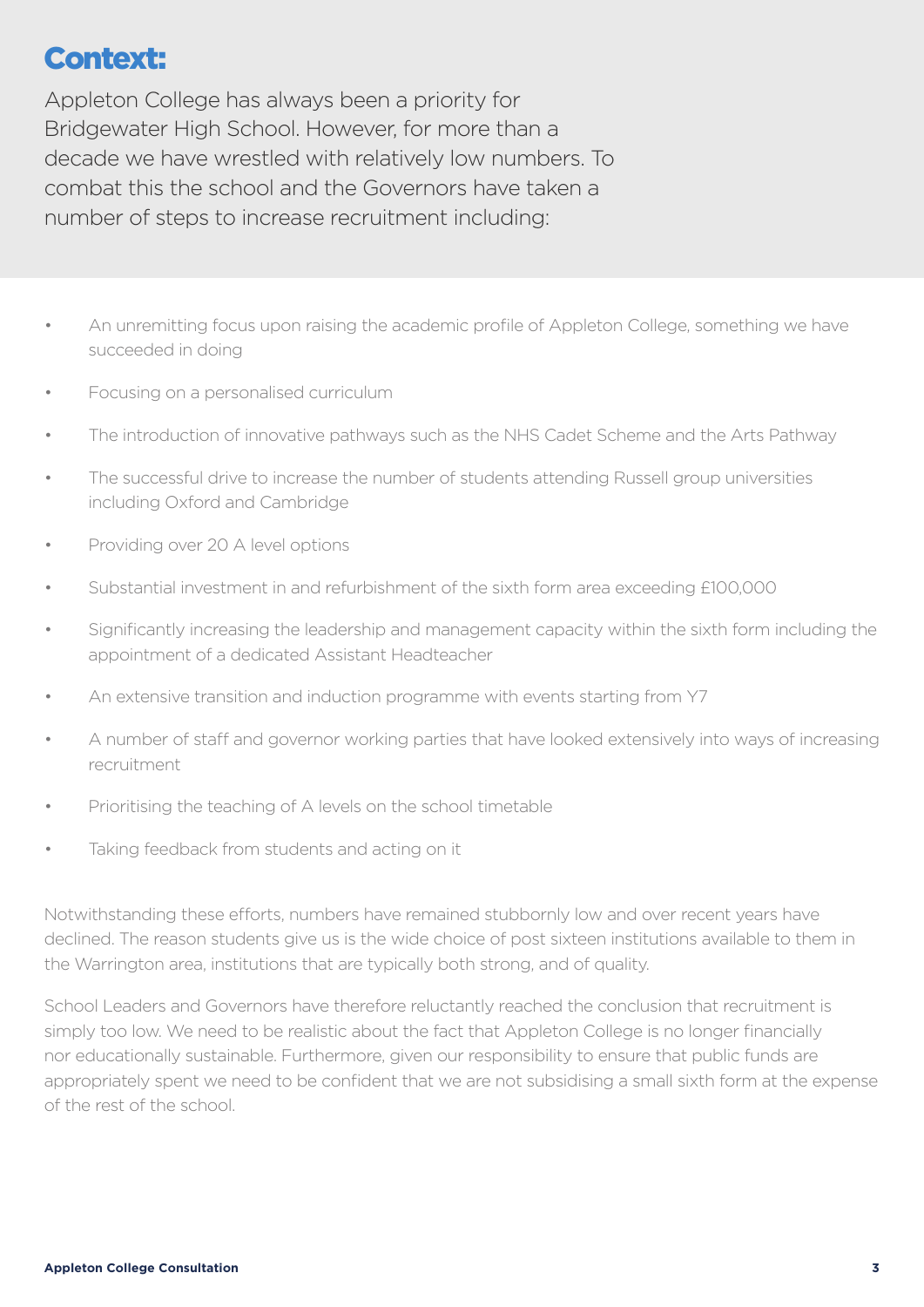## Context:

Appleton College has always been a priority for Bridgewater High School. However, for more than a decade we have wrestled with relatively low numbers. To combat this the school and the Governors have taken a number of steps to increase recruitment including:

- An unremitting focus upon raising the academic profile of Appleton College, something we have succeeded in doing
- Focusing on a personalised curriculum
- The introduction of innovative pathways such as the NHS Cadet Scheme and the Arts Pathway
- The successful drive to increase the number of students attending Russell group universities including Oxford and Cambridge
- Providing over 20 A level options
- Substantial investment in and refurbishment of the sixth form area exceeding £100,000
- Significantly increasing the leadership and management capacity within the sixth form including the appointment of a dedicated Assistant Headteacher
- An extensive transition and induction programme with events starting from Y7
- A number of staff and governor working parties that have looked extensively into ways of increasing recruitment
- Prioritising the teaching of A levels on the school timetable
- Taking feedback from students and acting on it

Notwithstanding these efforts, numbers have remained stubbornly low and over recent years have declined. The reason students give us is the wide choice of post sixteen institutions available to them in the Warrington area, institutions that are typically both strong, and of quality.

School Leaders and Governors have therefore reluctantly reached the conclusion that recruitment is simply too low. We need to be realistic about the fact that Appleton College is no longer financially nor educationally sustainable. Furthermore, given our responsibility to ensure that public funds are appropriately spent we need to be confident that we are not subsidising a small sixth form at the expense of the rest of the school.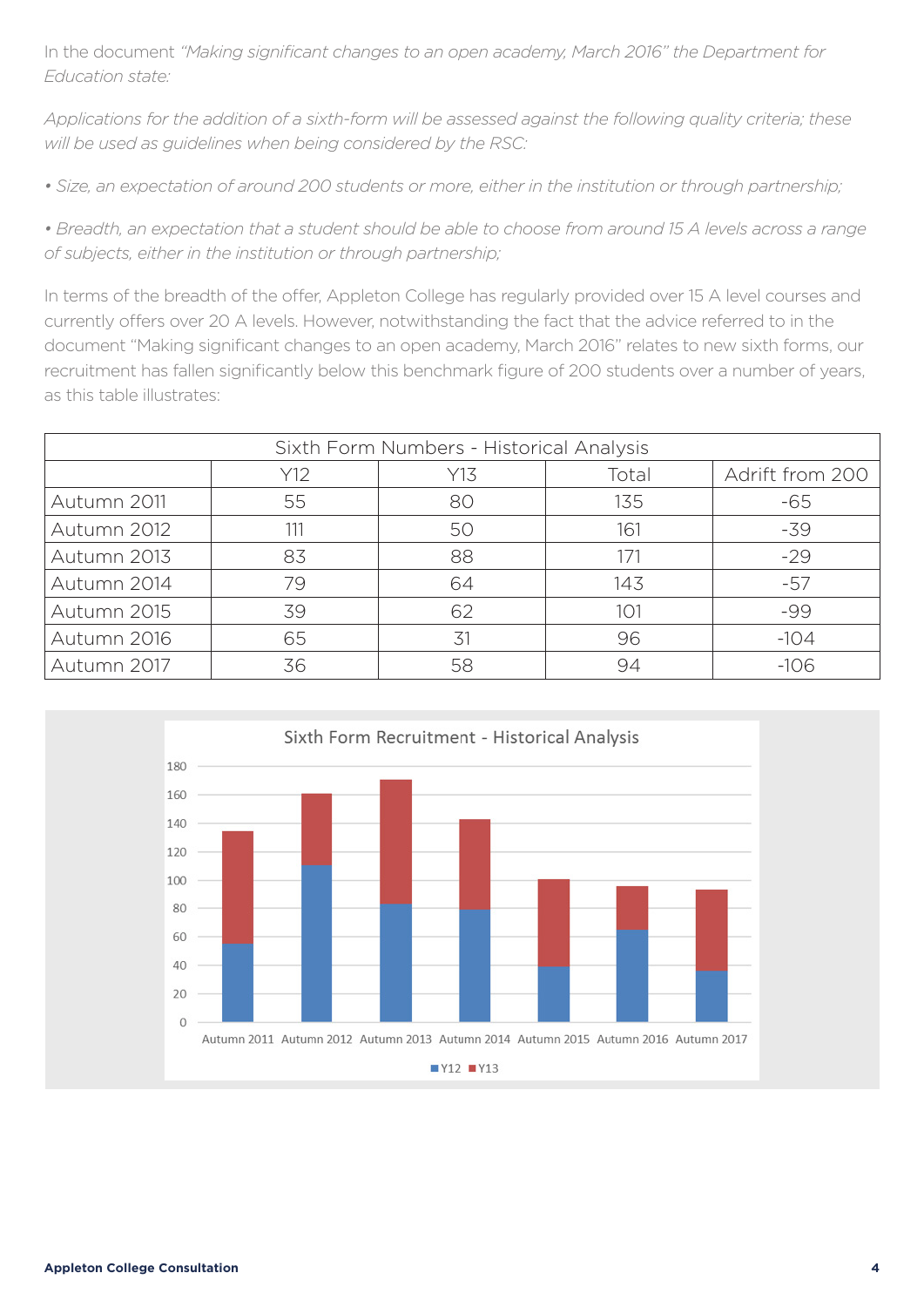In the document *"Making significant changes to an open academy, March 2016"* the Department for *Education state:*

*Applications for the addition of a sixth-form will be assessed against the following quality criteria; these will be used as guidelines when being considered by the RSC:*

*• Size, an expectation of around 200 students or more, either in the institution or through partnership;*

*• Breadth, an expectation that a student should be able to choose from around 15 A levels across a range of subjects, either in the institution or through partnership;*

In terms of the breadth of the offer, Appleton College has regularly provided over 15 A level courses and currently offers over 20 A levels. However, notwithstanding the fact that the advice referred to in the document "Making significant changes to an open academy, March 2016" relates to new sixth forms, our recruitment has fallen significantly below this benchmark figure of 200 students over a number of years, as this table illustrates:

| Sixth Form Numbers - Historical Analysis | | | | |
|---|---|---|---|---|
| | Y12 | Y13 | Total | Adrift from 200 |
| Autumn 2011 | 55 | 80 | 135 | -65 |
| Autumn 2012 | 111 | 50 | 161 | -39 |
| Autumn 2013 | 83 | 88 | 171 | -29 |
| Autumn 2014 | 79 | 64 | 143 | -57 |
| Autumn 2015 | 39 | 62 | 101 | -99 |
| Autumn 2016 | 65 | 31 | 96 | -104 |
| Autumn 2017 | 36 | 58 | 94 | -106 |

Sixth Form Recruitment - Historical Analysis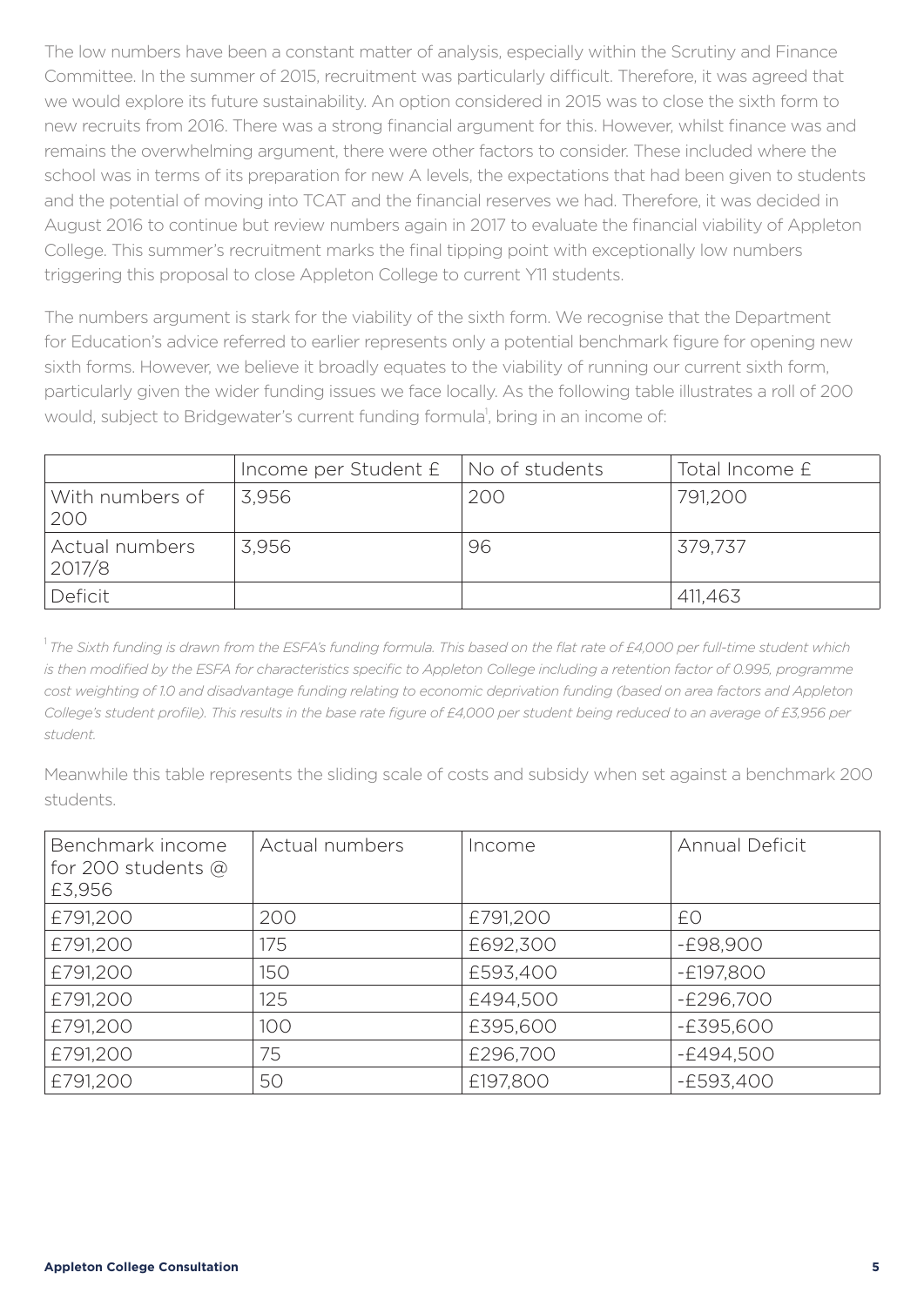The low numbers have been a constant matter of analysis, especially within the Scrutiny and Finance Committee. In the summer of 2015, recruitment was particularly difficult. Therefore, it was agreed that we would explore its future sustainability. An option considered in 2015 was to close the sixth form to new recruits from 2016. There was a strong financial argument for this. However, whilst finance was and remains the overwhelming argument, there were other factors to consider. These included where the school was in terms of its preparation for new A levels, the expectations that had been given to students and the potential of moving into TCAT and the financial reserves we had. Therefore, it was decided in August 2016 to continue but review numbers again in 2017 to evaluate the financial viability of Appleton College. This summer's recruitment marks the final tipping point with exceptionally low numbers triggering this proposal to close Appleton College to current Y11 students.

The numbers argument is stark for the viability of the sixth form. We recognise that the Department for Education's advice referred to earlier represents only a potential benchmark figure for opening new sixth forms. However, we believe it broadly equates to the viability of running our current sixth form, particularly given the wider funding issues we face locally. As the following table illustrates a roll of 200 would, subject to Bridgewater's current funding formula[1], bring in an income of:

| | Income per Student £ | No of students | Total Income £ |
|---|---|---|---|
| With numbers of 200 | 3,956 | 200 | 791,200 |
| Actual numbers 2017/8 | 3,956 | 96 | 379,737 |
| Deficit | | | 411,463 |

[1] *The Sixth funding is drawn from the ESFA's funding formula. This based on the flat rate of £4,000 per full-time student which is then modified by the ESFA for characteristics specific to Appleton College including a retention factor of 0.995, programme cost weighting of 1.0 and disadvantage funding relating to economic deprivation funding (based on area factors and Appleton College's student profile). This results in the base rate figure of £4,000 per student being reduced to an average of £3,956 per student.*

Meanwhile this table represents the sliding scale of costs and subsidy when set against a benchmark 200 students.

| Benchmark income for 200 students @ £3,956 | Actual numbers | Income | Annual Deficit |
|---|---|---|---|
| £791,200 | 200 | £791,200 | £0 |
| £791,200 | 175 | £692,300 | -£98,900 |
| £791,200 | 150 | £593,400 | -£197,800 |
| £791,200 | 125 | £494,500 | -£296,700 |
| £791,200 | 100 | £395,600 | -£395,600 |
| £791,200 | 75 | £296,700 | -£494,500 |
| £791,200 | 50 | £197,800 | -£593,400 |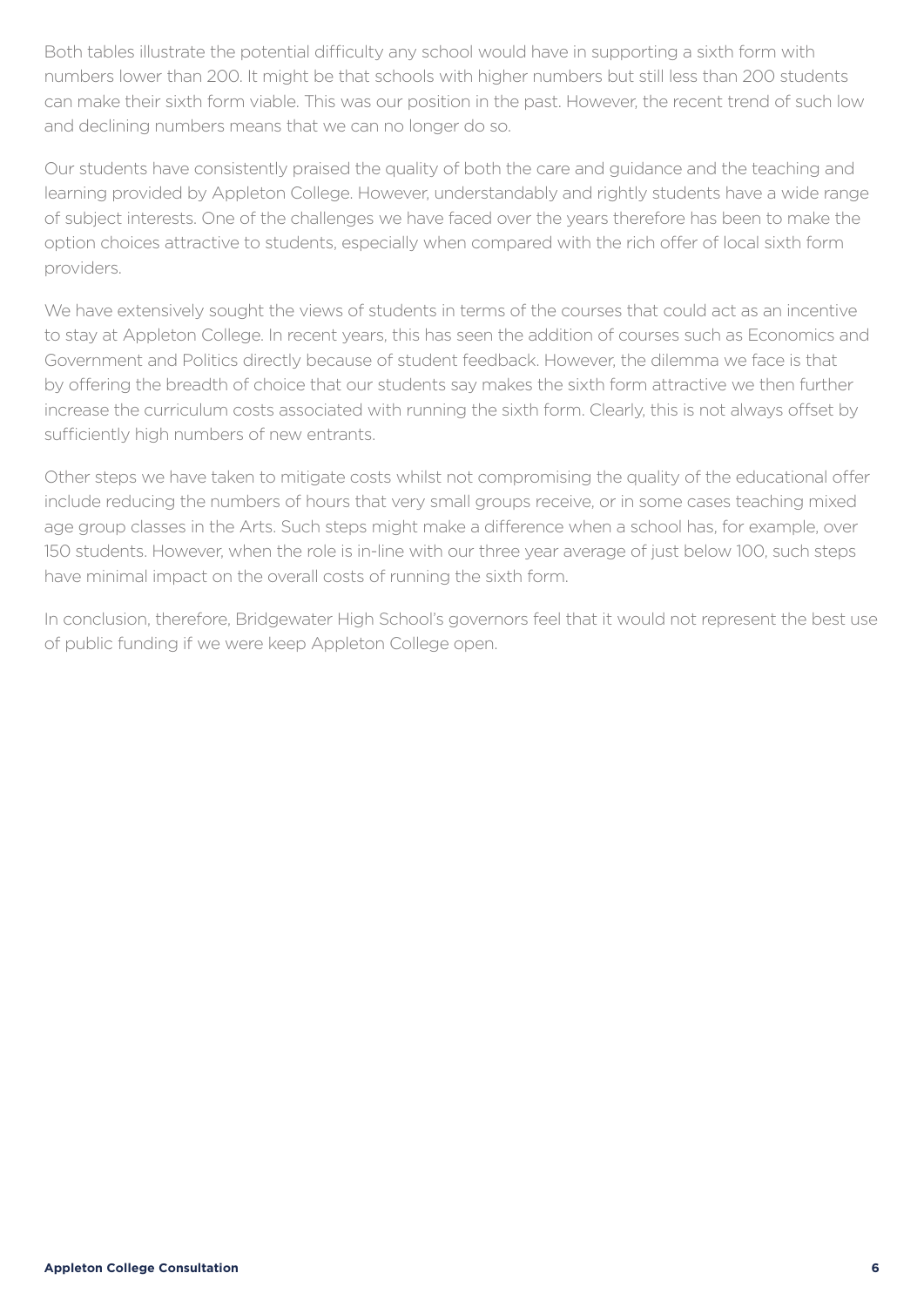Both tables illustrate the potential difficulty any school would have in supporting a sixth form with numbers lower than 200. It might be that schools with higher numbers but still less than 200 students can make their sixth form viable. This was our position in the past. However, the recent trend of such low and declining numbers means that we can no longer do so.

Our students have consistently praised the quality of both the care and guidance and the teaching and learning provided by Appleton College. However, understandably and rightly students have a wide range of subject interests. One of the challenges we have faced over the years therefore has been to make the option choices attractive to students, especially when compared with the rich offer of local sixth form providers.

We have extensively sought the views of students in terms of the courses that could act as an incentive to stay at Appleton College. In recent years, this has seen the addition of courses such as Economics and Government and Politics directly because of student feedback. However, the dilemma we face is that by offering the breadth of choice that our students say makes the sixth form attractive we then further increase the curriculum costs associated with running the sixth form. Clearly, this is not always offset by sufficiently high numbers of new entrants.

Other steps we have taken to mitigate costs whilst not compromising the quality of the educational offer include reducing the numbers of hours that very small groups receive, or in some cases teaching mixed age group classes in the Arts. Such steps might make a difference when a school has, for example, over 150 students. However, when the role is in-line with our three year average of just below 100, such steps have minimal impact on the overall costs of running the sixth form.

In conclusion, therefore, Bridgewater High School's governors feel that it would not represent the best use of public funding if we were keep Appleton College open.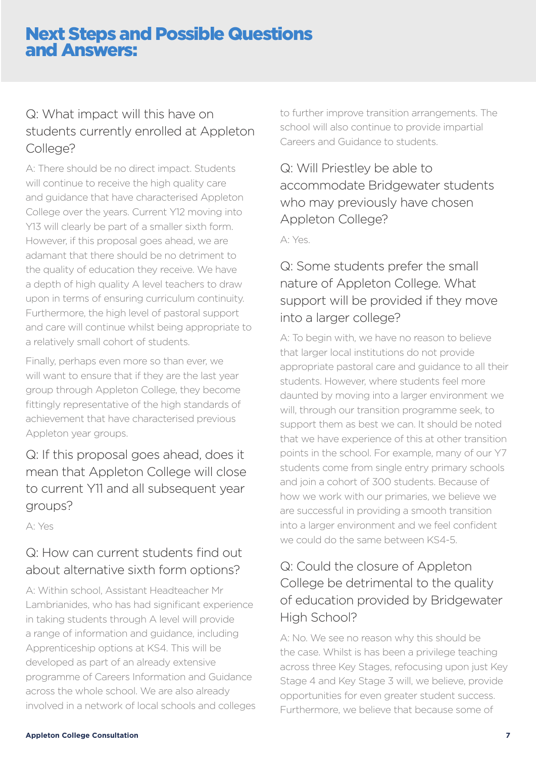# Next Steps and Possible Questions and Answers:

### Q: What impact will this have on students currently enrolled at Appleton College?

A: There should be no direct impact. Students will continue to receive the high quality care and guidance that have characterised Appleton College over the years. Current Y12 moving into Y13 will clearly be part of a smaller sixth form. However, if this proposal goes ahead, we are adamant that there should be no detriment to the quality of education they receive. We have a depth of high quality A level teachers to draw upon in terms of ensuring curriculum continuity. Furthermore, the high level of pastoral support and care will continue whilst being appropriate to a relatively small cohort of students.

Finally, perhaps even more so than ever, we will want to ensure that if they are the last year group through Appleton College, they become fittingly representative of the high standards of achievement that have characterised previous Appleton year groups.

### Q: If this proposal goes ahead, does it mean that Appleton College will close to current Y11 and all subsequent year groups?

A: Yes

### Q: How can current students find out about alternative sixth form options?

A: Within school, Assistant Headteacher Mr Lambrianides, who has had significant experience in taking students through A level will provide a range of information and guidance, including Apprenticeship options at KS4. This will be developed as part of an already extensive programme of Careers Information and Guidance across the whole school. We are also already involved in a network of local schools and colleges to further improve transition arrangements. The school will also continue to provide impartial Careers and Guidance to students.

### Q: Will Priestley be able to accommodate Bridgewater students who may previously have chosen Appleton College?

A: Yes.

### Q: Some students prefer the small nature of Appleton College. What support will be provided if they move into a larger college?

A: To begin with, we have no reason to believe that larger local institutions do not provide appropriate pastoral care and guidance to all their students. However, where students feel more daunted by moving into a larger environment we will, through our transition programme seek, to support them as best we can. It should be noted that we have experience of this at other transition points in the school. For example, many of our Y7 students come from single entry primary schools and join a cohort of 300 students. Because of how we work with our primaries, we believe we are successful in providing a smooth transition into a larger environment and we feel confident we could do the same between KS4-5.

### Q: Could the closure of Appleton College be detrimental to the quality of education provided by Bridgewater High School?

A: No. We see no reason why this should be the case. Whilst is has been a privilege teaching across three Key Stages, refocusing upon just Key Stage 4 and Key Stage 3 will, we believe, provide opportunities for even greater student success. Furthermore, we believe that because some of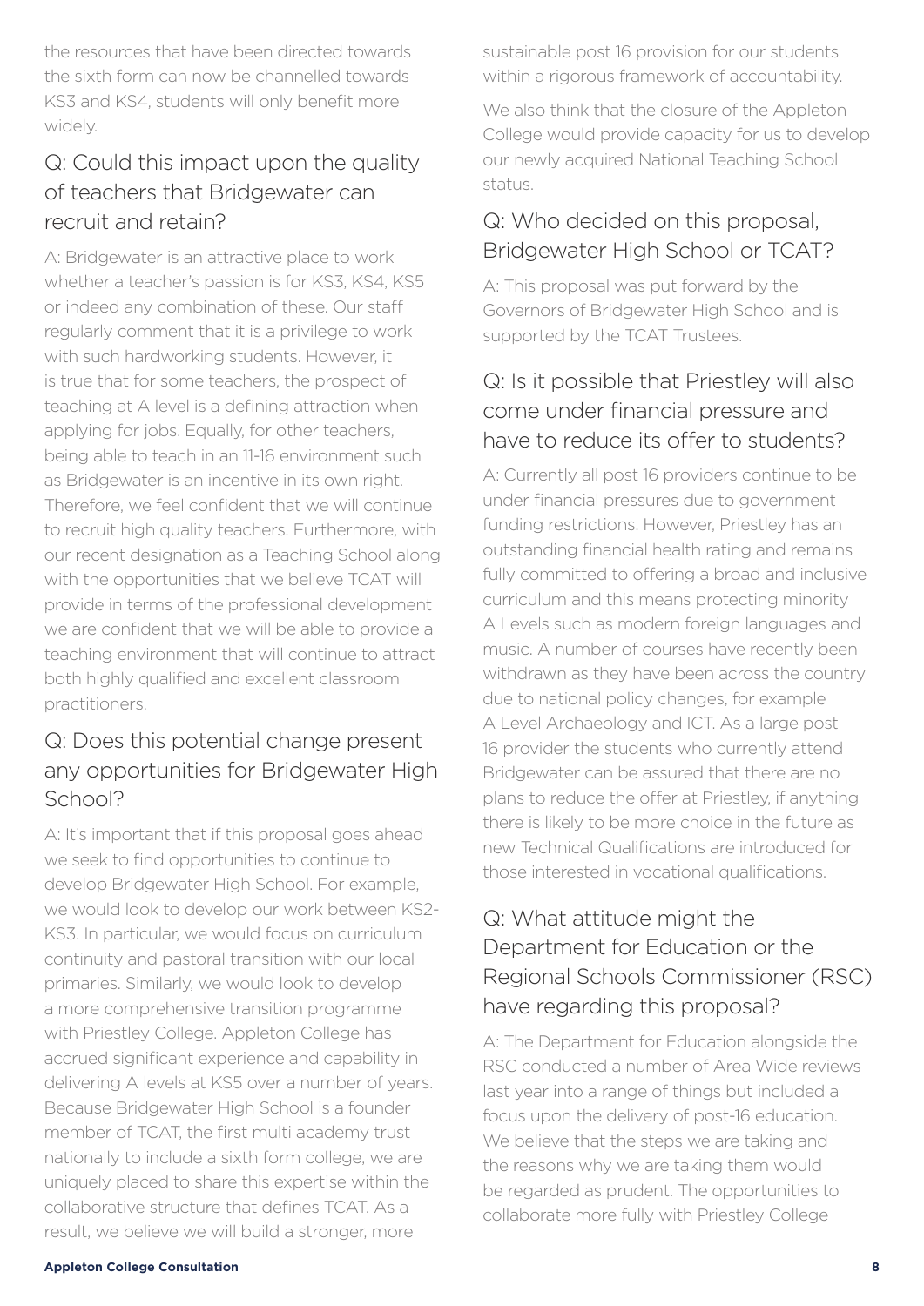the resources that have been directed towards the sixth form can now be channelled towards KS3 and KS4, students will only benefit more widely.

## Q: Could this impact upon the quality of teachers that Bridgewater can recruit and retain?

A: Bridgewater is an attractive place to work whether a teacher's passion is for KS3, KS4, KS5 or indeed any combination of these. Our staff regularly comment that it is a privilege to work with such hardworking students. However, it is true that for some teachers, the prospect of teaching at A level is a defining attraction when applying for jobs. Equally, for other teachers, being able to teach in an 11-16 environment such as Bridgewater is an incentive in its own right. Therefore, we feel confident that we will continue to recruit high quality teachers. Furthermore, with our recent designation as a Teaching School along with the opportunities that we believe TCAT will provide in terms of the professional development we are confident that we will be able to provide a teaching environment that will continue to attract both highly qualified and excellent classroom practitioners.

## Q: Does this potential change present any opportunities for Bridgewater High School?

A: It's important that if this proposal goes ahead we seek to find opportunities to continue to develop Bridgewater High School. For example, we would look to develop our work between KS2-KS3. In particular, we would focus on curriculum continuity and pastoral transition with our local primaries. Similarly, we would look to develop a more comprehensive transition programme with Priestley College. Appleton College has accrued significant experience and capability in delivering A levels at KS5 over a number of years. Because Bridgewater High School is a founder member of TCAT, the first multi academy trust nationally to include a sixth form college, we are uniquely placed to share this expertise within the collaborative structure that defines TCAT. As a result, we believe we will build a stronger, more sustainable post 16 provision for our students within a rigorous framework of accountability.

We also think that the closure of the Appleton College would provide capacity for us to develop our newly acquired National Teaching School status.

## Q: Who decided on this proposal, Bridgewater High School or TCAT?

A: This proposal was put forward by the Governors of Bridgewater High School and is supported by the TCAT Trustees.

## Q: Is it possible that Priestley will also come under financial pressure and have to reduce its offer to students?

A: Currently all post 16 providers continue to be under financial pressures due to government funding restrictions. However, Priestley has an outstanding financial health rating and remains fully committed to offering a broad and inclusive curriculum and this means protecting minority A Levels such as modern foreign languages and music. A number of courses have recently been withdrawn as they have been across the country due to national policy changes, for example A Level Archaeology and ICT. As a large post 16 provider the students who currently attend Bridgewater can be assured that there are no plans to reduce the offer at Priestley, if anything there is likely to be more choice in the future as new Technical Qualifications are introduced for those interested in vocational qualifications.

## Q: What attitude might the Department for Education or the Regional Schools Commissioner (RSC) have regarding this proposal?

A: The Department for Education alongside the RSC conducted a number of Area Wide reviews last year into a range of things but included a focus upon the delivery of post-16 education. We believe that the steps we are taking and the reasons why we are taking them would be regarded as prudent. The opportunities to collaborate more fully with Priestley College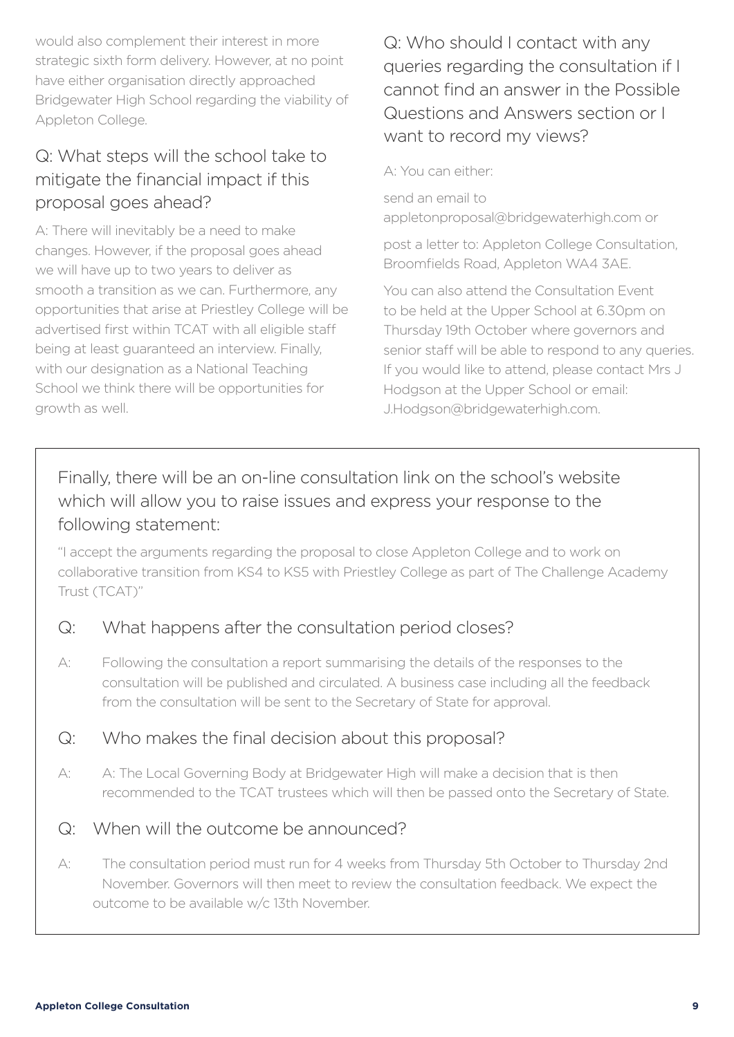would also complement their interest in more strategic sixth form delivery. However, at no point have either organisation directly approached Bridgewater High School regarding the viability of Appleton College.

## Q: What steps will the school take to mitigate the financial impact if this proposal goes ahead?

A: There will inevitably be a need to make changes. However, if the proposal goes ahead we will have up to two years to deliver as smooth a transition as we can. Furthermore, any opportunities that arise at Priestley College will be advertised first within TCAT with all eligible staff being at least guaranteed an interview. Finally, with our designation as a National Teaching School we think there will be opportunities for growth as well.

## Q: Who should I contact with any queries regarding the consultation if I cannot find an answer in the Possible Questions and Answers section or I want to record my views?

A: You can either:

send an email to appletonproposal@bridgewaterhigh.com or

post a letter to: Appleton College Consultation, Broomfields Road, Appleton WA4 3AE.

You can also attend the Consultation Event to be held at the Upper School at 6.30pm on Thursday 19th October where governors and senior staff will be able to respond to any queries. If you would like to attend, please contact Mrs J Hodgson at the Upper School or email: J.Hodgson@bridgewaterhigh.com.

## Finally, there will be an on-line consultation link on the school's website which will allow you to raise issues and express your response to the following statement:

"I accept the arguments regarding the proposal to close Appleton College and to work on collaborative transition from KS4 to KS5 with Priestley College as part of The Challenge Academy Trust (TCAT)"

## Q: What happens after the consultation period closes?

A: Following the consultation a report summarising the details of the responses to the consultation will be published and circulated. A business case including all the feedback from the consultation will be sent to the Secretary of State for approval.

## Q: Who makes the final decision about this proposal?

A: A: The Local Governing Body at Bridgewater High will make a decision that is then recommended to the TCAT trustees which will then be passed onto the Secretary of State.

## Q: When will the outcome be announced?

A: The consultation period must run for 4 weeks from Thursday 5th October to Thursday 2nd November. Governors will then meet to review the consultation feedback. We expect the outcome to be available w/c 13th November.